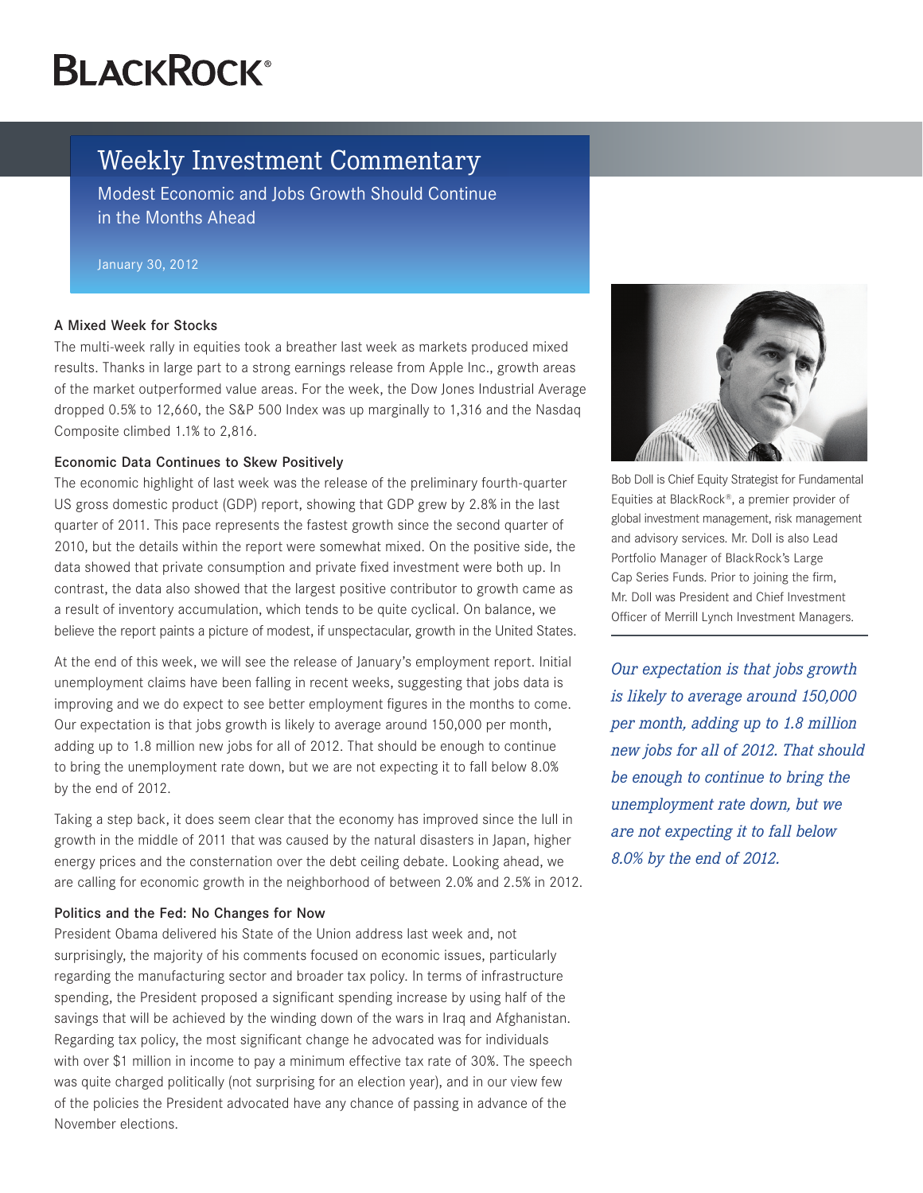BlackRock®

# Weekly Investment Commentary

## Modest Economic and Jobs Growth Should Continue in the Months Ahead

January 30, 2012

### A Mixed Week for Stocks

The multi-week rally in equities took a breather last week as markets produced mixed results. Thanks in large part to a strong earnings release from Apple Inc., growth areas of the market outperformed value areas. For the week, the Dow Jones Industrial Average dropped 0.5% to 12,660, the S&P 500 Index was up marginally to 1,316 and the Nasdaq Composite climbed 1.1% to 2,816.

### Economic Data Continues to Skew Positively

The economic highlight of last week was the release of the preliminary fourth-quarter US gross domestic product (GDP) report, showing that GDP grew by 2.8% in the last quarter of 2011. This pace represents the fastest growth since the second quarter of 2010, but the details within the report were somewhat mixed. On the positive side, the data showed that private consumption and private fixed investment were both up. In contrast, the data also showed that the largest positive contributor to growth came as a result of inventory accumulation, which tends to be quite cyclical. On balance, we believe the report paints a picture of modest, if unspectacular, growth in the United States.

At the end of this week, we will see the release of January's employment report. Initial unemployment claims have been falling in recent weeks, suggesting that jobs data is improving and we do expect to see better employment figures in the months to come. Our expectation is that jobs growth is likely to average around 150,000 per month, adding up to 1.8 million new jobs for all of 2012. That should be enough to continue to bring the unemployment rate down, but we are not expecting it to fall below 8.0% by the end of 2012.

Taking a step back, it does seem clear that the economy has improved since the lull in growth in the middle of 2011 that was caused by the natural disasters in Japan, higher energy prices and the consternation over the debt ceiling debate. Looking ahead, we are calling for economic growth in the neighborhood of between 2.0% and 2.5% in 2012.

### Politics and the Fed: No Changes for Now

President Obama delivered his State of the Union address last week and, not surprisingly, the majority of his comments focused on economic issues, particularly regarding the manufacturing sector and broader tax policy. In terms of infrastructure spending, the President proposed a significant spending increase by using half of the savings that will be achieved by the winding down of the wars in Iraq and Afghanistan. Regarding tax policy, the most significant change he advocated was for individuals with over $1 million in income to pay a minimum effective tax rate of 30%. The speech was quite charged politically (not surprising for an election year), and in our view few of the policies the President advocated have any chance of passing in advance of the November elections.

Bob Doll is Chief Equity Strategist for Fundamental Equities at BlackRock®, a premier provider of global investment management, risk management and advisory services. Mr. Doll is also Lead Portfolio Manager of BlackRock's Large Cap Series Funds. Prior to joining the firm, Mr. Doll was President and Chief Investment Officer of Merrill Lynch Investment Managers.

*Our expectation is that jobs growth is likely to average around 150,000 per month, adding up to 1.8 million new jobs for all of 2012. That should be enough to continue to bring the unemployment rate down, but we are not expecting it to fall below 8.0% by the end of 2012.*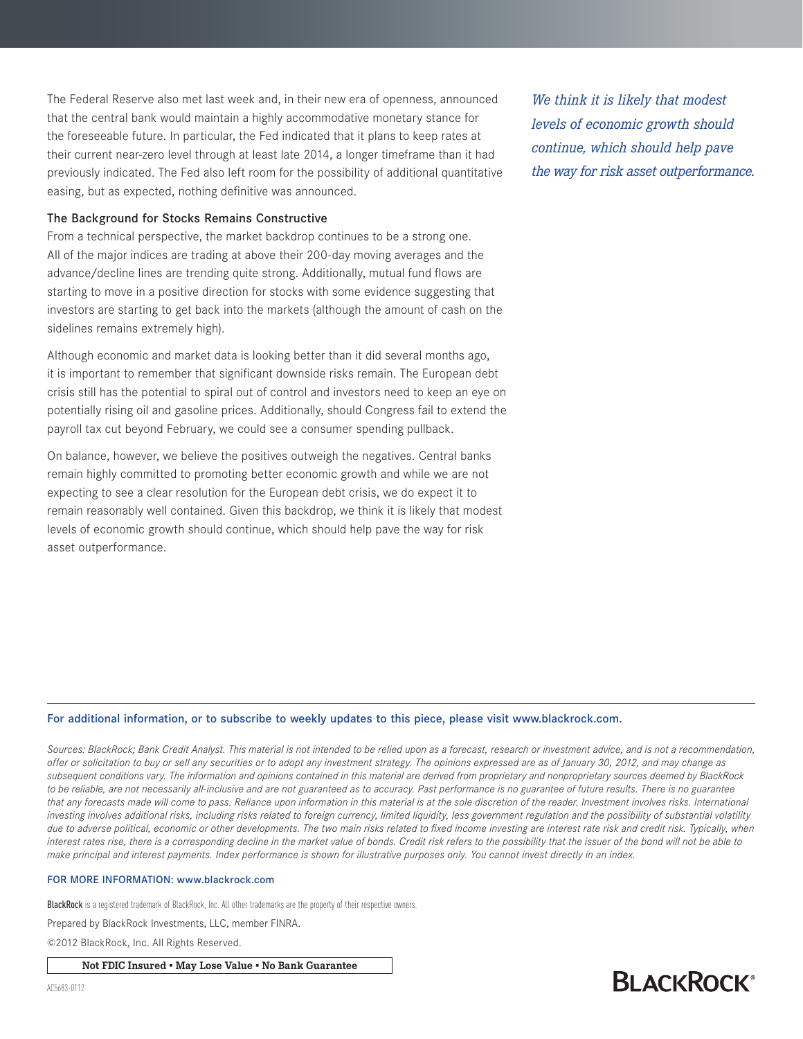The Federal Reserve also met last week and, in their new era of openness, announced that the central bank would maintain a highly accommodative monetary stance for the foreseeable future. In particular, the Fed indicated that it plans to keep rates at their current near-zero level through at least late 2014, a longer timeframe than it had previously indicated. The Fed also left room for the possibility of additional quantitative easing, but as expected, nothing definitive was announced.

*We think it is likely that modest levels of economic growth should continue, which should help pave the way for risk asset outperformance.*

### The Background for Stocks Remains Constructive

From a technical perspective, the market backdrop continues to be a strong one. All of the major indices are trading at above their 200-day moving averages and the advance/decline lines are trending quite strong. Additionally, mutual fund flows are starting to move in a positive direction for stocks with some evidence suggesting that investors are starting to get back into the markets (although the amount of cash on the sidelines remains extremely high).

Although economic and market data is looking better than it did several months ago, it is important to remember that significant downside risks remain. The European debt crisis still has the potential to spiral out of control and investors need to keep an eye on potentially rising oil and gasoline prices. Additionally, should Congress fail to extend the payroll tax cut beyond February, we could see a consumer spending pullback.

On balance, however, we believe the positives outweigh the negatives. Central banks remain highly committed to promoting better economic growth and while we are not expecting to see a clear resolution for the European debt crisis, we do expect it to remain reasonably well contained. Given this backdrop, we think it is likely that modest levels of economic growth should continue, which should help pave the way for risk asset outperformance.

**For additional information, or to subscribe to weekly updates to this piece, please visit www.blackrock.com.**

*Sources: BlackRock; Bank Credit Analyst. This material is not intended to be relied upon as a forecast, research or investment advice, and is not a recommendation, offer or solicitation to buy or sell any securities or to adopt any investment strategy. The opinions expressed are as of January 30, 2012, and may change as subsequent conditions vary. The information and opinions contained in this material are derived from proprietary and nonproprietary sources deemed by BlackRock to be reliable, are not necessarily all-inclusive and are not guaranteed as to accuracy. Past performance is no guarantee of future results. There is no guarantee that any forecasts made will come to pass. Reliance upon information in this material is at the sole discretion of the reader. Investment involves risks. International investing involves additional risks, including risks related to foreign currency, limited liquidity, less government regulation and the possibility of substantial volatility due to adverse political, economic or other developments. The two main risks related to fixed income investing are interest rate risk and credit risk. Typically, when interest rates rise, there is a corresponding decline in the market value of bonds. Credit risk refers to the possibility that the issuer of the bond will not be able to make principal and interest payments. Index performance is shown for illustrative purposes only. You cannot invest directly in an index.*

FOR MORE INFORMATION: www.blackrock.com

**BlackRock** is a registered trademark of BlackRock, Inc. All other trademarks are the property of their respective owners.

Prepared by BlackRock Investments, LLC, member FINRA.

©2012 BlackRock, Inc. All Rights Reserved.

**Not FDIC Insured • May Lose Value • No Bank Guarantee**

AC5683-0112

BLACKROCK®